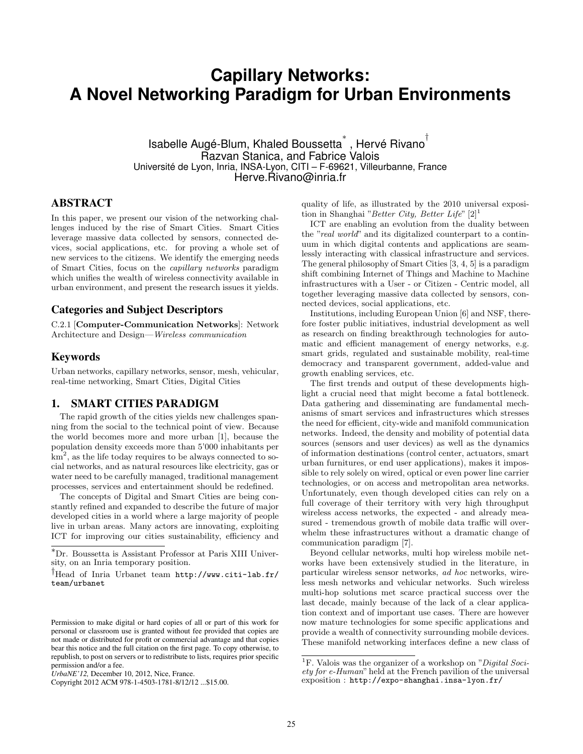# Capillary Networks: A Novel Networking Paradigm for Urban Environments

Isabelle Augé-Blum, Khaled Boussetta[*], Hervé Rivano[†]
Razvan Stanica, and Fabrice Valois
Université de Lyon, Inria, INSA-Lyon, CITI – F-69621, Villeurbanne, France
Herve.Rivano@inria.fr

## ABSTRACT

In this paper, we present our vision of the networking challenges induced by the rise of Smart Cities. Smart Cities leverage massive data collected by sensors, connected devices, social applications, etc. for proving a whole set of new services to the citizens. We identify the emerging needs of Smart Cities, focus on the *capillary networks* paradigm which unifies the wealth of wireless connectivity available in urban environment, and present the research issues it yields.

## Categories and Subject Descriptors

C.2.1 [**Computer-Communication Networks**]: Network Architecture and Design—*Wireless communication*

## Keywords

Urban networks, capillary networks, sensor, mesh, vehicular, real-time networking, Smart Cities, Digital Cities

## 1. SMART CITIES PARADIGM

The rapid growth of the cities yields new challenges spanning from the social to the technical point of view. Because the world becomes more and more urban [1], because the population density exceeds more than 5'000 inhabitants per $km^2$, as the life today requires to be always connected to social networks, and as natural resources like electricity, gas or water need to be carefully managed, traditional management processes, services and entertainment should be redefined.

The concepts of Digital and Smart Cities are being constantly refined and expanded to describe the future of major developed cities in a world where a large majority of people live in urban areas. Many actors are innovating, exploiting ICT for improving our cities sustainability, efficiency and quality of life, as illustrated by the 2010 universal exposition in Shanghai "*Better City, Better Life*" [2][1]

ICT are enabling an evolution from the duality between the "*real world*" and its digitalized counterpart to a continuum in which digital contents and applications are seamlessly interacting with classical infrastructure and services. The general philosophy of Smart Cities [3, 4, 5] is a paradigm shift combining Internet of Things and Machine to Machine infrastructures with a User - or Citizen - Centric model, all together leveraging massive data collected by sensors, connected devices, social applications, etc.

Institutions, including European Union [6] and NSF, therefore foster public initiatives, industrial development as well as research on finding breakthrough technologies for automatic and efficient management of energy networks, e.g. smart grids, regulated and sustainable mobility, real-time democracy and transparent government, added-value and growth enabling services, etc.

The first trends and output of these developments highlight a crucial need that might become a fatal bottleneck. Data gathering and disseminating are fundamental mechanisms of smart services and infrastructures which stresses the need for efficient, city-wide and manifold communication networks. Indeed, the density and mobility of potential data sources (sensors and user devices) as well as the dynamics of information destinations (control center, actuators, smart urban furnitures, or end user applications), makes it impossible to rely solely on wired, optical or even power line carrier technologies, or on access and metropolitan area networks. Unfortunately, even though developed cities can rely on a full coverage of their territory with very high throughput wireless access networks, the expected - and already measured - tremendous growth of mobile data traffic will overwhelm these infrastructures without a dramatic change of communication paradigm [7].

Beyond cellular networks, multi hop wireless mobile networks have been extensively studied in the literature, in particular wireless sensor networks, *ad hoc* networks, wireless mesh networks and vehicular networks. Such wireless multi-hop solutions met scarce practical success over the last decade, mainly because of the lack of a clear application context and of important use cases. There are however now mature technologies for some specific applications and provide a wealth of connectivity surrounding mobile devices. These manifold networking interfaces define a new class of

---

[*]Dr. Boussetta is Assistant Professor at Paris XIII University, on an Inria temporary position.

[†]Head of Inria Urbanet team `http://www.citi-lab.fr/team/urbanet`

[1]F. Valois was the organizer of a workshop on "*Digital Society for e-Human*" held at the French pavilion of the universal exposition : `http://expo-shanghai.insa-lyon.fr/`

Permission to make digital or hard copies of all or part of this work for personal or classroom use is granted without fee provided that copies are not made or distributed for profit or commercial advantage and that copies bear this notice and the full citation on the first page. To copy otherwise, to republish, to post on servers or to redistribute to lists, requires prior specific permission and/or a fee.
*UrbaNE'12*, December 10, 2012, Nice, France.
Copyright 2012 ACM 978-1-4503-1781-8/12/12 ...$15.00.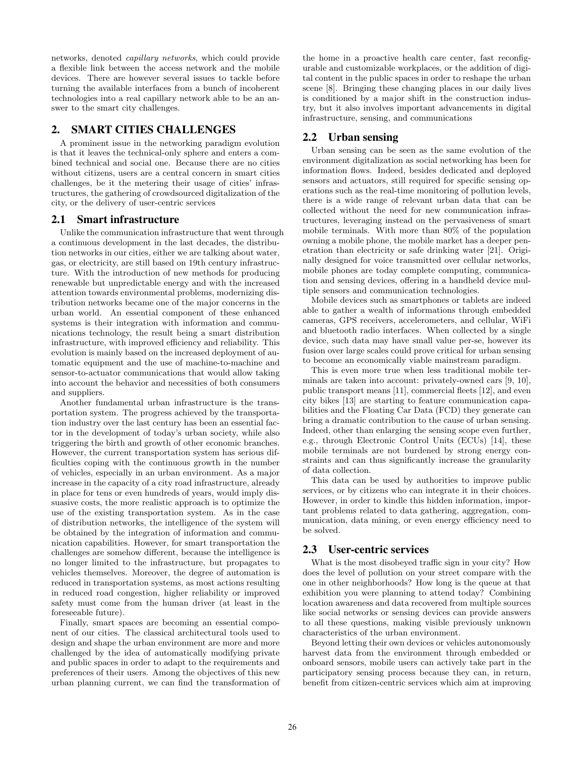networks, denoted *capillary networks*, which could provide a flexible link between the access network and the mobile devices. There are however several issues to tackle before turning the available interfaces from a bunch of incoherent technologies into a real capillary network able to be an answer to the smart city challenges.

## 2. SMART CITIES CHALLENGES

A prominent issue in the networking paradigm evolution is that it leaves the technical-only sphere and enters a combined technical and social one. Because there are no cities without citizens, users are a central concern in smart cities challenges, be it the metering their usage of cities' infrastructures, the gathering of crowdsourced digitalization of the city, or the delivery of user-centric services

### 2.1 Smart infrastructure

Unlike the communication infrastructure that went through a continuous development in the last decades, the distribution networks in our cities, either we are talking about water, gas, or electricity, are still based on 19th century infrastructure. With the introduction of new methods for producing renewable but unpredictable energy and with the increased attention towards environmental problems, modernizing distribution networks became one of the major concerns in the urban world. An essential component of these enhanced systems is their integration with information and communications technology, the result being a smart distribution infrastructure, with improved efficiency and reliability. This evolution is mainly based on the increased deployment of automatic equipment and the use of machine-to-machine and sensor-to-actuator communications that would allow taking into account the behavior and necessities of both consumers and suppliers.

Another fundamental urban infrastructure is the transportation system. The progress achieved by the transportation industry over the last century has been an essential factor in the development of today's urban society, while also triggering the birth and growth of other economic branches. However, the current transportation system has serious difficulties coping with the continuous growth in the number of vehicles, especially in an urban environment. As a major increase in the capacity of a city road infrastructure, already in place for tens or even hundreds of years, would imply dissuasive costs, the more realistic approach is to optimize the use of the existing transportation system. As in the case of distribution networks, the intelligence of the system will be obtained by the integration of information and communication capabilities. However, for smart transportation the challenges are somehow different, because the intelligence is no longer limited to the infrastructure, but propagates to vehicles themselves. Moreover, the degree of automation is reduced in transportation systems, as most actions resulting in reduced road congestion, higher reliability or improved safety must come from the human driver (at least in the foreseeable future).

Finally, smart spaces are becoming an essential component of our cities. The classical architectural tools used to design and shape the urban environment are more and more challenged by the idea of automatically modifying private and public spaces in order to adapt to the requirements and preferences of their users. Among the objectives of this new urban planning current, we can find the transformation of the home in a proactive health care center, fast reconfigurable and customizable workplaces, or the addition of digital content in the public spaces in order to reshape the urban scene [8]. Bringing these changing places in our daily lives is conditioned by a major shift in the construction industry, but it also involves important advancements in digital infrastructure, sensing, and communications

### 2.2 Urban sensing

Urban sensing can be seen as the same evolution of the environment digitalization as social networking has been for information flows. Indeed, besides dedicated and deployed sensors and actuators, still required for specific sensing operations such as the real-time monitoring of pollution levels, there is a wide range of relevant urban data that can be collected without the need for new communication infrastructures, leveraging instead on the pervasiveness of smart mobile terminals. With more than 80% of the population owning a mobile phone, the mobile market has a deeper penetration than electricity or safe drinking water [21]. Originally designed for voice transmitted over cellular networks, mobile phones are today complete computing, communication and sensing devices, offering in a handheld device multiple sensors and communication technologies.

Mobile devices such as smartphones or tablets are indeed able to gather a wealth of informations through embedded cameras, GPS receivers, accelerometers, and cellular, WiFi and bluetooth radio interfaces. When collected by a single device, such data may have small value per-se, however its fusion over large scales could prove critical for urban sensing to become an economically viable mainstream paradigm.

This is even more true when less traditional mobile terminals are taken into account: privately-owned cars [9, 10], public transport means [11], commercial fleets [12], and even city bikes [13] are starting to feature communication capabilities and the Floating Car Data (FCD) they generate can bring a dramatic contribution to the cause of urban sensing. Indeed, other than enlarging the sensing scope even further, e.g., through Electronic Control Units (ECUs) [14], these mobile terminals are not burdened by strong energy constraints and can thus significantly increase the granularity of data collection.

This data can be used by authorities to improve public services, or by citizens who can integrate it in their choices. However, in order to kindle this hidden information, important problems related to data gathering, aggregation, communication, data mining, or even energy efficiency need to be solved.

### 2.3 User-centric services

What is the most disobeyed traffic sign in your city? How does the level of pollution on your street compare with the one in other neighborhoods? How long is the queue at that exhibition you were planning to attend today? Combining location awareness and data recovered from multiple sources like social networks or sensing devices can provide answers to all these questions, making visible previously unknown characteristics of the urban environment.

Beyond letting their own devices or vehicles autonomously harvest data from the environment through embedded or onboard sensors, mobile users can actively take part in the participatory sensing process because they can, in return, benefit from citizen-centric services which aim at improving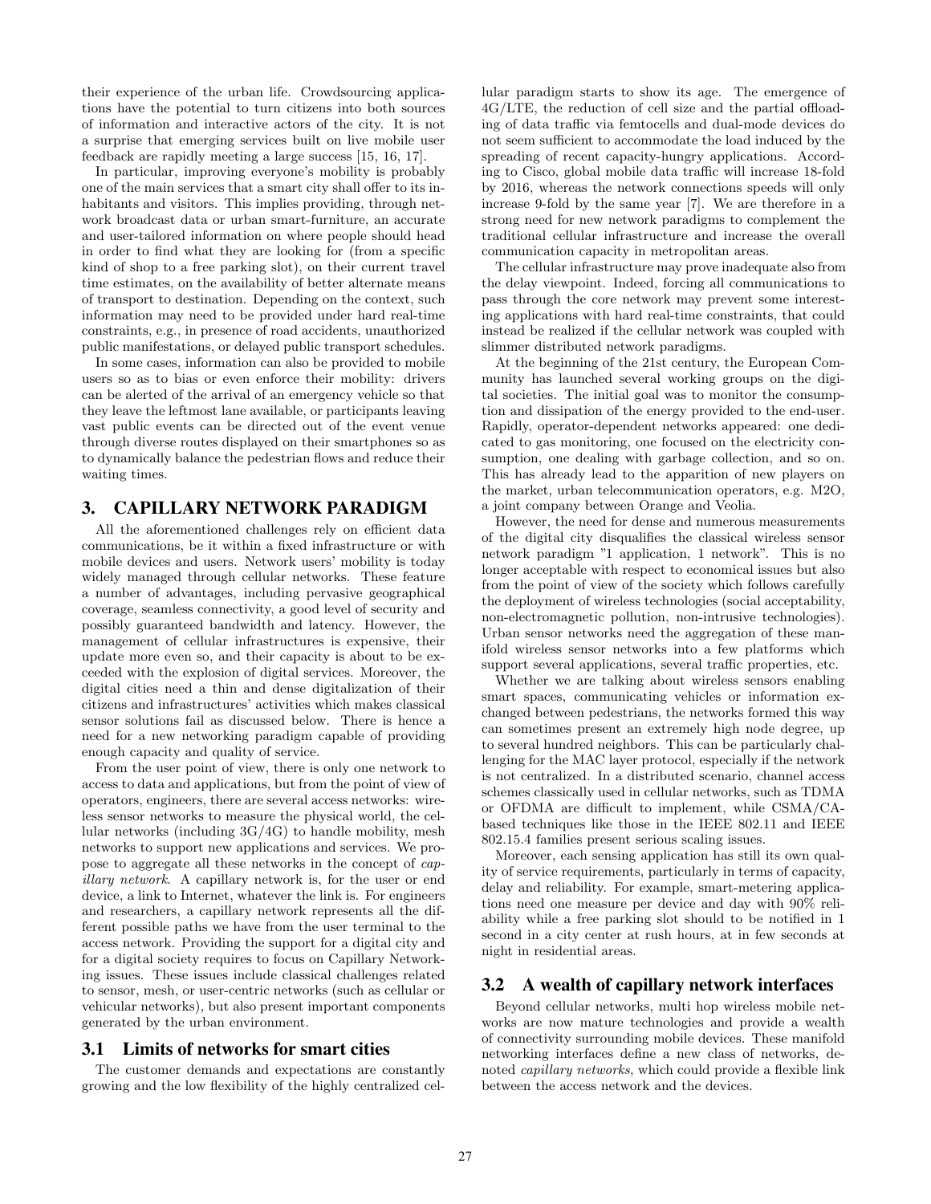their experience of the urban life. Crowdsourcing applications have the potential to turn citizens into both sources of information and interactive actors of the city. It is not a surprise that emerging services built on live mobile user feedback are rapidly meeting a large success [15, 16, 17].

In particular, improving everyone's mobility is probably one of the main services that a smart city shall offer to its inhabitants and visitors. This implies providing, through network broadcast data or urban smart-furniture, an accurate and user-tailored information on where people should head in order to find what they are looking for (from a specific kind of shop to a free parking slot), on their current travel time estimates, on the availability of better alternate means of transport to destination. Depending on the context, such information may need to be provided under hard real-time constraints, e.g., in presence of road accidents, unauthorized public manifestations, or delayed public transport schedules.

In some cases, information can also be provided to mobile users so as to bias or even enforce their mobility: drivers can be alerted of the arrival of an emergency vehicle so that they leave the leftmost lane available, or participants leaving vast public events can be directed out of the event venue through diverse routes displayed on their smartphones so as to dynamically balance the pedestrian flows and reduce their waiting times.

## 3. CAPILLARY NETWORK PARADIGM

All the aforementioned challenges rely on efficient data communications, be it within a fixed infrastructure or with mobile devices and users. Network users' mobility is today widely managed through cellular networks. These feature a number of advantages, including pervasive geographical coverage, seamless connectivity, a good level of security and possibly guaranteed bandwidth and latency. However, the management of cellular infrastructures is expensive, their update more even so, and their capacity is about to be exceeded with the explosion of digital services. Moreover, the digital cities need a thin and dense digitalization of their citizens and infrastructures' activities which makes classical sensor solutions fail as discussed below. There is hence a need for a new networking paradigm capable of providing enough capacity and quality of service.

From the user point of view, there is only one network to access to data and applications, but from the point of view of operators, engineers, there are several access networks: wireless sensor networks to measure the physical world, the cellular networks (including 3G/4G) to handle mobility, mesh networks to support new applications and services. We propose to aggregate all these networks in the concept of *capillary network*. A capillary network is, for the user or end device, a link to Internet, whatever the link is. For engineers and researchers, a capillary network represents all the different possible paths we have from the user terminal to the access network. Providing the support for a digital city and for a digital society requires to focus on Capillary Networking issues. These issues include classical challenges related to sensor, mesh, or user-centric networks (such as cellular or vehicular networks), but also present important components generated by the urban environment.

### 3.1 Limits of networks for smart cities

The customer demands and expectations are constantly growing and the low flexibility of the highly centralized cellular paradigm starts to show its age. The emergence of 4G/LTE, the reduction of cell size and the partial offloading of data traffic via femtocells and dual-mode devices do not seem sufficient to accommodate the load induced by the spreading of recent capacity-hungry applications. According to Cisco, global mobile data traffic will increase 18-fold by 2016, whereas the network connections speeds will only increase 9-fold by the same year [7]. We are therefore in a strong need for new network paradigms to complement the traditional cellular infrastructure and increase the overall communication capacity in metropolitan areas.

The cellular infrastructure may prove inadequate also from the delay viewpoint. Indeed, forcing all communications to pass through the core network may prevent some interesting applications with hard real-time constraints, that could instead be realized if the cellular network was coupled with slimmer distributed network paradigms.

At the beginning of the 21st century, the European Community has launched several working groups on the digital societies. The initial goal was to monitor the consumption and dissipation of the energy provided to the end-user. Rapidly, operator-dependent networks appeared: one dedicated to gas monitoring, one focused on the electricity consumption, one dealing with garbage collection, and so on. This has already lead to the apparition of new players on the market, urban telecommunication operators, e.g. M2O, a joint company between Orange and Veolia.

However, the need for dense and numerous measurements of the digital city disqualifies the classical wireless sensor network paradigm "1 application, 1 network". This is no longer acceptable with respect to economical issues but also from the point of view of the society which follows carefully the deployment of wireless technologies (social acceptability, non-electromagnetic pollution, non-intrusive technologies). Urban sensor networks need the aggregation of these manifold wireless sensor networks into a few platforms which support several applications, several traffic properties, etc.

Whether we are talking about wireless sensors enabling smart spaces, communicating vehicles or information exchanged between pedestrians, the networks formed this way can sometimes present an extremely high node degree, up to several hundred neighbors. This can be particularly challenging for the MAC layer protocol, especially if the network is not centralized. In a distributed scenario, channel access schemes classically used in cellular networks, such as TDMA or OFDMA are difficult to implement, while CSMA/CA-based techniques like those in the IEEE 802.11 and IEEE 802.15.4 families present serious scaling issues.

Moreover, each sensing application has still its own quality of service requirements, particularly in terms of capacity, delay and reliability. For example, smart-metering applications need one measure per device and day with 90% reliability while a free parking slot should to be notified in 1 second in a city center at rush hours, at in few seconds at night in residential areas.

### 3.2 A wealth of capillary network interfaces

Beyond cellular networks, multi hop wireless mobile networks are now mature technologies and provide a wealth of connectivity surrounding mobile devices. These manifold networking interfaces define a new class of networks, denoted *capillary networks*, which could provide a flexible link between the access network and the devices.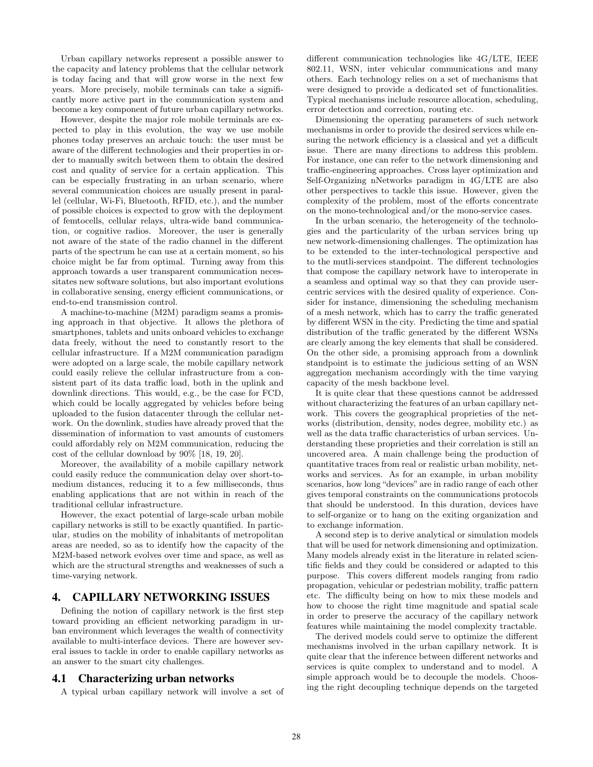Urban capillary networks represent a possible answer to the capacity and latency problems that the cellular network is today facing and that will grow worse in the next few years. More precisely, mobile terminals can take a significantly more active part in the communication system and become a key component of future urban capillary networks.

However, despite the major role mobile terminals are expected to play in this evolution, the way we use mobile phones today preserves an archaic touch: the user must be aware of the different technologies and their properties in order to manually switch between them to obtain the desired cost and quality of service for a certain application. This can be especially frustrating in an urban scenario, where several communication choices are usually present in parallel (cellular, Wi-Fi, Bluetooth, RFID, etc.), and the number of possible choices is expected to grow with the deployment of femtocells, cellular relays, ultra-wide band communication, or cognitive radios. Moreover, the user is generally not aware of the state of the radio channel in the different parts of the spectrum he can use at a certain moment, so his choice might be far from optimal. Turning away from this approach towards a user transparent communication necessitates new software solutions, but also important evolutions in collaborative sensing, energy efficient communications, or end-to-end transmission control.

A machine-to-machine (M2M) paradigm seams a promising approach in that objective. It allows the plethora of smartphones, tablets and units onboard vehicles to exchange data freely, without the need to constantly resort to the cellular infrastructure. If a M2M communication paradigm were adopted on a large scale, the mobile capillary network could easily relieve the cellular infrastructure from a consistent part of its data traffic load, both in the uplink and downlink directions. This would, e.g., be the case for FCD, which could be locally aggregated by vehicles before being uploaded to the fusion datacenter through the cellular network. On the downlink, studies have already proved that the dissemination of information to vast amounts of customers could affordably rely on M2M communication, reducing the cost of the cellular download by 90% [18, 19, 20].

Moreover, the availability of a mobile capillary network could easily reduce the communication delay over short-to-medium distances, reducing it to a few milliseconds, thus enabling applications that are not within in reach of the traditional cellular infrastructure.

However, the exact potential of large-scale urban mobile capillary networks is still to be exactly quantified. In particular, studies on the mobility of inhabitants of metropolitan areas are needed, so as to identify how the capacity of the M2M-based network evolves over time and space, as well as which are the structural strengths and weaknesses of such a time-varying network.

# 4. CAPILLARY NETWORKING ISSUES

Defining the notion of capillary network is the first step toward providing an efficient networking paradigm in urban environment which leverages the wealth of connectivity available to multi-interface devices. There are however several issues to tackle in order to enable capillary networks as an answer to the smart city challenges.

## 4.1 Characterizing urban networks

A typical urban capillary network will involve a set of different communication technologies like 4G/LTE, IEEE 802.11, WSN, inter vehicular communications and many others. Each technology relies on a set of mechanisms that were designed to provide a dedicated set of functionalities. Typical mechanisms include resource allocation, scheduling, error detection and correction, routing etc.

Dimensioning the operating parameters of such network mechanisms in order to provide the desired services while ensuring the network efficiency is a classical and yet a difficult issue. There are many directions to address this problem. For instance, one can refer to the network dimensioning and traffic-engineering approaches. Cross layer optimization and Self-Organizing nNetworks paradigm in 4G/LTE are also other perspectives to tackle this issue. However, given the complexity of the problem, most of the efforts concentrate on the mono-technological and/or the mono-service cases.

In the urban scenario, the heterogeneity of the technologies and the particularity of the urban services bring up new network-dimensioning challenges. The optimization has to be extended to the inter-technological perspective and to the mutli-services standpoint. The different technologies that compose the capillary network have to interoperate in a seamless and optimal way so that they can provide user-centric services with the desired quality of experience. Consider for instance, dimensioning the scheduling mechanism of a mesh network, which has to carry the traffic generated by different WSN in the city. Predicting the time and spatial distribution of the traffic generated by the different WSNs are clearly among the key elements that shall be considered. On the other side, a promising approach from a downlink standpoint is to estimate the judicious setting of an WSN aggregation mechanism accordingly with the time varying capacity of the mesh backbone level.

It is quite clear that these questions cannot be addressed without characterizing the features of an urban capillary network. This covers the geographical proprieties of the networks (distribution, density, nodes degree, mobility etc.) as well as the data traffic characteristics of urban services. Understanding these proprieties and their correlation is still an uncovered area. A main challenge being the production of quantitative traces from real or realistic urban mobility, networks and services. As for an example, in urban mobility scenarios, how long "devices" are in radio range of each other gives temporal constraints on the communications protocols that should be understood. In this duration, devices have to self-organize or to hang on the exiting organization and to exchange information.

A second step is to derive analytical or simulation models that will be used for network dimensioning and optimization. Many models already exist in the literature in related scientific fields and they could be considered or adapted to this purpose. This covers different models ranging from radio propagation, vehicular or pedestrian mobility, traffic pattern etc. The difficulty being on how to mix these models and how to choose the right time magnitude and spatial scale in order to preserve the accuracy of the capillary network features while maintaining the model complexity tractable.

The derived models could serve to optimize the different mechanisms involved in the urban capillary network. It is quite clear that the inference between different networks and services is quite complex to understand and to model. A simple approach would be to decouple the models. Choosing the right decoupling technique depends on the targeted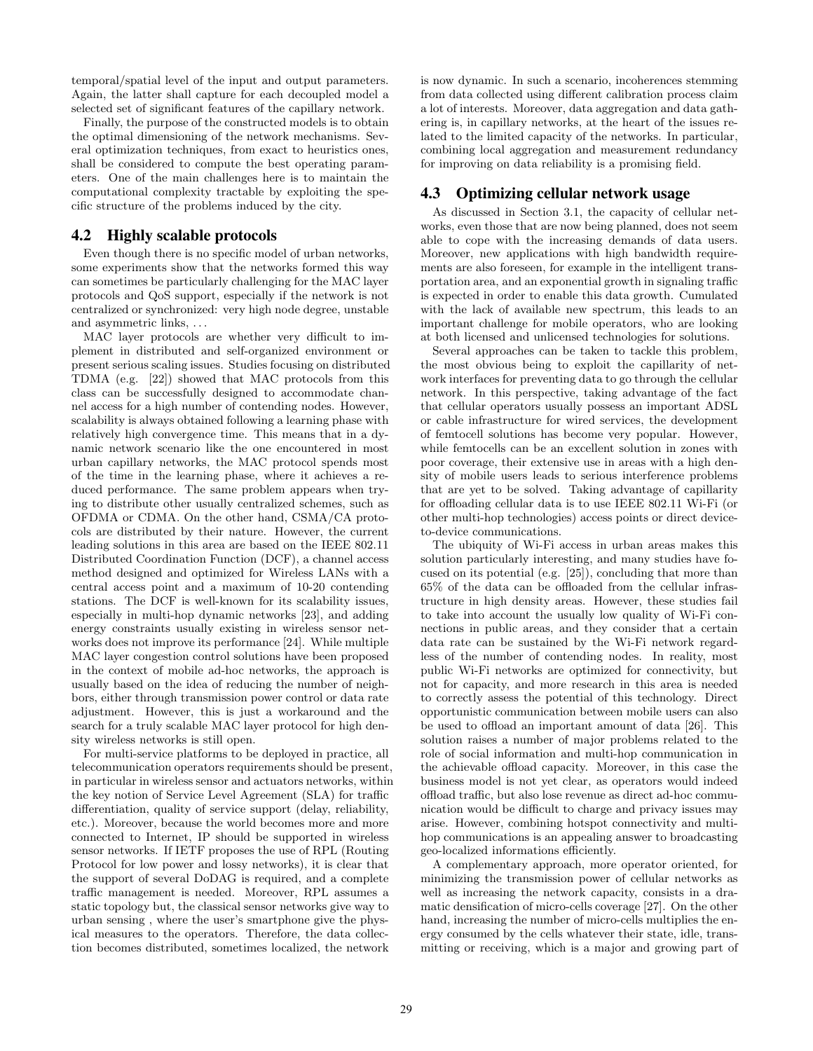temporal/spatial level of the input and output parameters. Again, the latter shall capture for each decoupled model a selected set of significant features of the capillary network.

Finally, the purpose of the constructed models is to obtain the optimal dimensioning of the network mechanisms. Several optimization techniques, from exact to heuristics ones, shall be considered to compute the best operating parameters. One of the main challenges here is to maintain the computational complexity tractable by exploiting the specific structure of the problems induced by the city.

## 4.2 Highly scalable protocols

Even though there is no specific model of urban networks, some experiments show that the networks formed this way can sometimes be particularly challenging for the MAC layer protocols and QoS support, especially if the network is not centralized or synchronized: very high node degree, unstable and asymmetric links, ...

MAC layer protocols are whether very difficult to implement in distributed and self-organized environment or present serious scaling issues. Studies focusing on distributed TDMA (e.g. [22]) showed that MAC protocols from this class can be successfully designed to accommodate channel access for a high number of contending nodes. However, scalability is always obtained following a learning phase with relatively high convergence time. This means that in a dynamic network scenario like the one encountered in most urban capillary networks, the MAC protocol spends most of the time in the learning phase, where it achieves a reduced performance. The same problem appears when trying to distribute other usually centralized schemes, such as OFDMA or CDMA. On the other hand, CSMA/CA protocols are distributed by their nature. However, the current leading solutions in this area are based on the IEEE 802.11 Distributed Coordination Function (DCF), a channel access method designed and optimized for Wireless LANs with a central access point and a maximum of 10-20 contending stations. The DCF is well-known for its scalability issues, especially in multi-hop dynamic networks [23], and adding energy constraints usually existing in wireless sensor networks does not improve its performance [24]. While multiple MAC layer congestion control solutions have been proposed in the context of mobile ad-hoc networks, the approach is usually based on the idea of reducing the number of neighbors, either through transmission power control or data rate adjustment. However, this is just a workaround and the search for a truly scalable MAC layer protocol for high density wireless networks is still open.

For multi-service platforms to be deployed in practice, all telecommunication operators requirements should be present, in particular in wireless sensor and actuators networks, within the key notion of Service Level Agreement (SLA) for traffic differentiation, quality of service support (delay, reliability, etc.). Moreover, because the world becomes more and more connected to Internet, IP should be supported in wireless sensor networks. If IETF proposes the use of RPL (Routing Protocol for low power and lossy networks), it is clear that the support of several DoDAG is required, and a complete traffic management is needed. Moreover, RPL assumes a static topology but, the classical sensor networks give way to urban sensing , where the user's smartphone give the physical measures to the operators. Therefore, the data collection becomes distributed, sometimes localized, the network is now dynamic. In such a scenario, incoherences stemming from data collected using different calibration process claim a lot of interests. Moreover, data aggregation and data gathering is, in capillary networks, at the heart of the issues related to the limited capacity of the networks. In particular, combining local aggregation and measurement redundancy for improving on data reliability is a promising field.

## 4.3 Optimizing cellular network usage

As discussed in Section 3.1, the capacity of cellular networks, even those that are now being planned, does not seem able to cope with the increasing demands of data users. Moreover, new applications with high bandwidth requirements are also foreseen, for example in the intelligent transportation area, and an exponential growth in signaling traffic is expected in order to enable this data growth. Cumulated with the lack of available new spectrum, this leads to an important challenge for mobile operators, who are looking at both licensed and unlicensed technologies for solutions.

Several approaches can be taken to tackle this problem, the most obvious being to exploit the capillarity of network interfaces for preventing data to go through the cellular network. In this perspective, taking advantage of the fact that cellular operators usually possess an important ADSL or cable infrastructure for wired services, the development of femtocell solutions has become very popular. However, while femtocells can be an excellent solution in zones with poor coverage, their extensive use in areas with a high density of mobile users leads to serious interference problems that are yet to be solved. Taking advantage of capillarity for offloading cellular data is to use IEEE 802.11 Wi-Fi (or other multi-hop technologies) access points or direct device-to-device communications.

The ubiquity of Wi-Fi access in urban areas makes this solution particularly interesting, and many studies have focused on its potential (e.g. [25]), concluding that more than 65% of the data can be offloaded from the cellular infrastructure in high density areas. However, these studies fail to take into account the usually low quality of Wi-Fi connections in public areas, and they consider that a certain data rate can be sustained by the Wi-Fi network regardless of the number of contending nodes. In reality, most public Wi-Fi networks are optimized for connectivity, but not for capacity, and more research in this area is needed to correctly assess the potential of this technology. Direct opportunistic communication between mobile users can also be used to offload an important amount of data [26]. This solution raises a number of major problems related to the role of social information and multi-hop communication in the achievable offload capacity. Moreover, in this case the business model is not yet clear, as operators would indeed offload traffic, but also lose revenue as direct ad-hoc communication would be difficult to charge and privacy issues may arise. However, combining hotspot connectivity and multi-hop communications is an appealing answer to broadcasting geo-localized informations efficiently.

A complementary approach, more operator oriented, for minimizing the transmission power of cellular networks as well as increasing the network capacity, consists in a dramatic densification of micro-cells coverage [27]. On the other hand, increasing the number of micro-cells multiplies the energy consumed by the cells whatever their state, idle, transmitting or receiving, which is a major and growing part of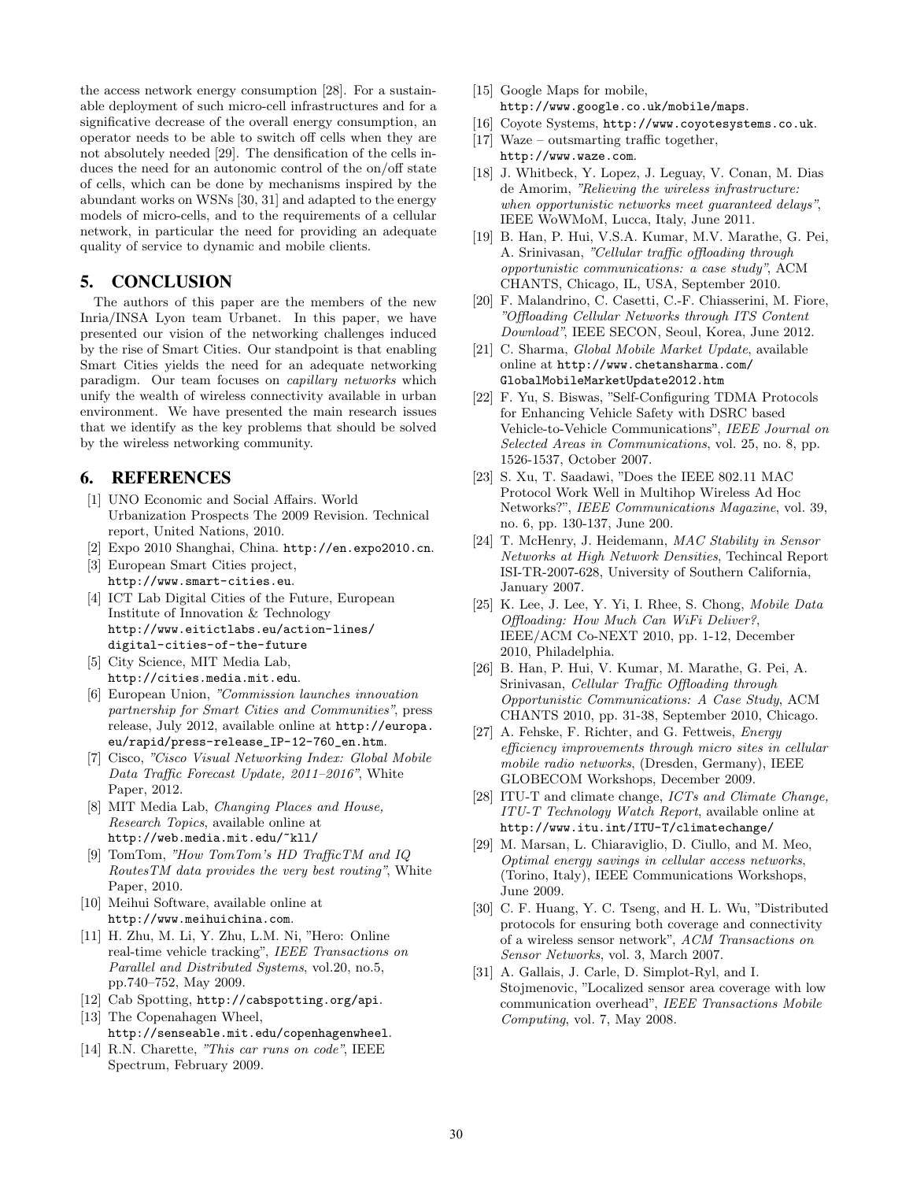the access network energy consumption [28]. For a sustainable deployment of such micro-cell infrastructures and for a significative decrease of the overall energy consumption, an operator needs to be able to switch off cells when they are not absolutely needed [29]. The densification of the cells induces the need for an autonomic control of the on/off state of cells, which can be done by mechanisms inspired by the abundant works on WSNs [30, 31] and adapted to the energy models of micro-cells, and to the requirements of a cellular network, in particular the need for providing an adequate quality of service to dynamic and mobile clients.

## 5. CONCLUSION

The authors of this paper are the members of the new Inria/INSA Lyon team Urbanet. In this paper, we have presented our vision of the networking challenges induced by the rise of Smart Cities. Our standpoint is that enabling Smart Cities yields the need for an adequate networking paradigm. Our team focuses on *capillary networks* which unify the wealth of wireless connectivity available in urban environment. We have presented the main research issues that we identify as the key problems that should be solved by the wireless networking community.

## 6. REFERENCES

[1] UNO Economic and Social Affairs. World Urbanization Prospects The 2009 Revision. Technical report, United Nations, 2010.

[2] Expo 2010 Shanghai, China. `http://en.expo2010.cn`.

[3] European Smart Cities project, `http://www.smart-cities.eu`.

[4] ICT Lab Digital Cities of the Future, European Institute of Innovation & Technology `http://www.eitictlabs.eu/action-lines/digital-cities-of-the-future`

[5] City Science, MIT Media Lab, `http://cities.media.mit.edu`.

[6] European Union, *"Commission launches innovation partnership for Smart Cities and Communities"*, press release, July 2012, available online at `http://europa.eu/rapid/press-release_IP-12-760_en.htm`.

[7] Cisco, *"Cisco Visual Networking Index: Global Mobile Data Traffic Forecast Update, 2011–2016"*, White Paper, 2012.

[8] MIT Media Lab, *Changing Places and House, Research Topics*, available online at `http://web.media.mit.edu/~kll/`

[9] TomTom, *"How TomTom's HD TrafficTM and IQ RoutesTM data provides the very best routing"*, White Paper, 2010.

[10] Meihui Software, available online at `http://www.meihuichina.com`.

[11] H. Zhu, M. Li, Y. Zhu, L.M. Ni, "Hero: Online real-time vehicle tracking", *IEEE Transactions on Parallel and Distributed Systems*, vol.20, no.5, pp.740–752, May 2009.

[12] Cab Spotting, `http://cabspotting.org/api`.

[13] The Copenahagen Wheel, `http://senseable.mit.edu/copenhagenwheel`.

[14] R.N. Charette, *"This car runs on code"*, IEEE Spectrum, February 2009.

[15] Google Maps for mobile, `http://www.google.co.uk/mobile/maps`.

[16] Coyote Systems, `http://www.coyotesystems.co.uk`.

[17] Waze – outsmarting traffic together, `http://www.waze.com`.

[18] J. Whitbeck, Y. Lopez, J. Leguay, V. Conan, M. Dias de Amorim, *"Relieving the wireless infrastructure: when opportunistic networks meet guaranteed delays"*, IEEE WoWMoM, Lucca, Italy, June 2011.

[19] B. Han, P. Hui, V.S.A. Kumar, M.V. Marathe, G. Pei, A. Srinivasan, *"Cellular traffic offloading through opportunistic communications: a case study"*, ACM CHANTS, Chicago, IL, USA, September 2010.

[20] F. Malandrino, C. Casetti, C.-F. Chiasserini, M. Fiore, *"Offloading Cellular Networks through ITS Content Download"*, IEEE SECON, Seoul, Korea, June 2012.

[21] C. Sharma, *Global Mobile Market Update*, available online at `http://www.chetansharma.com/GlobalMobileMarketUpdate2012.htm`

[22] F. Yu, S. Biswas, "Self-Configuring TDMA Protocols for Enhancing Vehicle Safety with DSRC based Vehicle-to-Vehicle Communications", *IEEE Journal on Selected Areas in Communications*, vol. 25, no. 8, pp. 1526-1537, October 2007.

[23] S. Xu, T. Saadawi, "Does the IEEE 802.11 MAC Protocol Work Well in Multihop Wireless Ad Hoc Networks?", *IEEE Communications Magazine*, vol. 39, no. 6, pp. 130-137, June 200.

[24] T. McHenry, J. Heidemann, *MAC Stability in Sensor Networks at High Network Densities*, Techincal Report ISI-TR-2007-628, University of Southern California, January 2007.

[25] K. Lee, J. Lee, Y. Yi, I. Rhee, S. Chong, *Mobile Data Offloading: How Much Can WiFi Deliver?*, IEEE/ACM Co-NEXT 2010, pp. 1-12, December 2010, Philadelphia.

[26] B. Han, P. Hui, V. Kumar, M. Marathe, G. Pei, A. Srinivasan, *Cellular Traffic Offloading through Opportunistic Communications: A Case Study*, ACM CHANTS 2010, pp. 31-38, September 2010, Chicago.

[27] A. Fehske, F. Richter, and G. Fettweis, *Energy efficiency improvements through micro sites in cellular mobile radio networks*, (Dresden, Germany), IEEE GLOBECOM Workshops, December 2009.

[28] ITU-T and climate change, *ICTs and Climate Change, ITU-T Technology Watch Report*, available online at `http://www.itu.int/ITU-T/climatechange/`

[29] M. Marsan, L. Chiaraviglio, D. Ciullo, and M. Meo, *Optimal energy savings in cellular access networks*, (Torino, Italy), IEEE Communications Workshops, June 2009.

[30] C. F. Huang, Y. C. Tseng, and H. L. Wu, "Distributed protocols for ensuring both coverage and connectivity of a wireless sensor network", *ACM Transactions on Sensor Networks*, vol. 3, March 2007.

[31] A. Gallais, J. Carle, D. Simplot-Ryl, and I. Stojmenovic, "Localized sensor area coverage with low communication overhead", *IEEE Transactions Mobile Computing*, vol. 7, May 2008.